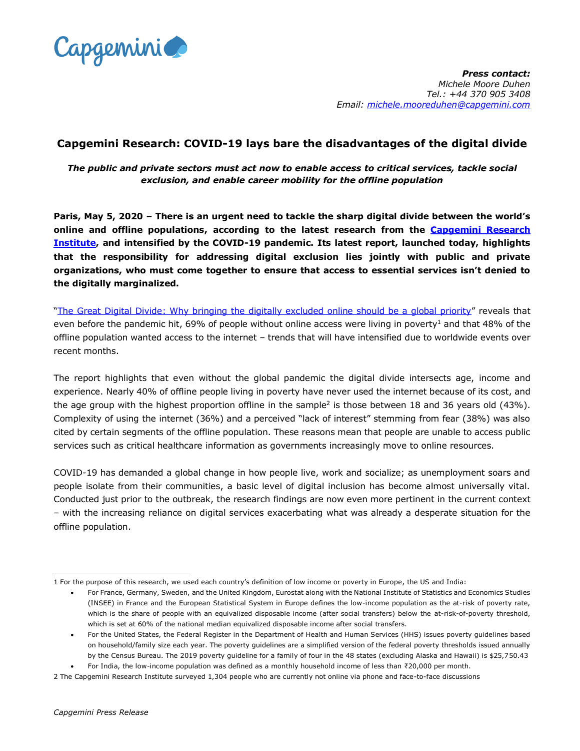**Press contact:**
*Michele Moore Duhen*
*Tel.: +44 370 905 3408*
*Email: michele.mooreduhen@capgemini.com*

## Capgemini Research: COVID-19 lays bare the disadvantages of the digital divide

***The public and private sectors must act now to enable access to critical services, tackle social exclusion, and enable career mobility for the offline population***

**Paris, May 5, 2020 – There is an urgent need to tackle the sharp digital divide between the world's online and offline populations, according to the latest research from the Capgemini Research Institute, and intensified by the COVID-19 pandemic. Its latest report, launched today, highlights that the responsibility for addressing digital exclusion lies jointly with public and private organizations, who must come together to ensure that access to essential services isn't denied to the digitally marginalized.**

"The Great Digital Divide: Why bringing the digitally excluded online should be a global priority" reveals that even before the pandemic hit, 69% of people without online access were living in poverty[1] and that 48% of the offline population wanted access to the internet – trends that will have intensified due to worldwide events over recent months.

The report highlights that even without the global pandemic the digital divide intersects age, income and experience. Nearly 40% of offline people living in poverty have never used the internet because of its cost, and the age group with the highest proportion offline in the sample[2] is those between 18 and 36 years old (43%). Complexity of using the internet (36%) and a perceived "lack of interest" stemming from fear (38%) was also cited by certain segments of the offline population. These reasons mean that people are unable to access public services such as critical healthcare information as governments increasingly move to online resources.

COVID-19 has demanded a global change in how people live, work and socialize; as unemployment soars and people isolate from their communities, a basic level of digital inclusion has become almost universally vital. Conducted just prior to the outbreak, the research findings are now even more pertinent in the current context – with the increasing reliance on digital services exacerbating what was already a desperate situation for the offline population.

---

1 For the purpose of this research, we used each country's definition of low income or poverty in Europe, the US and India:

- For France, Germany, Sweden, and the United Kingdom, Eurostat along with the National Institute of Statistics and Economics Studies (INSEE) in France and the European Statistical System in Europe defines the low-income population as the at-risk of poverty rate, which is the share of people with an equivalized disposable income (after social transfers) below the at-risk-of-poverty threshold, which is set at 60% of the national median equivalized disposable income after social transfers.
- For the United States, the Federal Register in the Department of Health and Human Services (HHS) issues poverty guidelines based on household/family size each year. The poverty guidelines are a simplified version of the federal poverty thresholds issued annually by the Census Bureau. The 2019 poverty guideline for a family of four in the 48 states (excluding Alaska and Hawaii) is $25,750.43
- For India, the low-income population was defined as a monthly household income of less than ₹20,000 per month.

2 The Capgemini Research Institute surveyed 1,304 people who are currently not online via phone and face-to-face discussions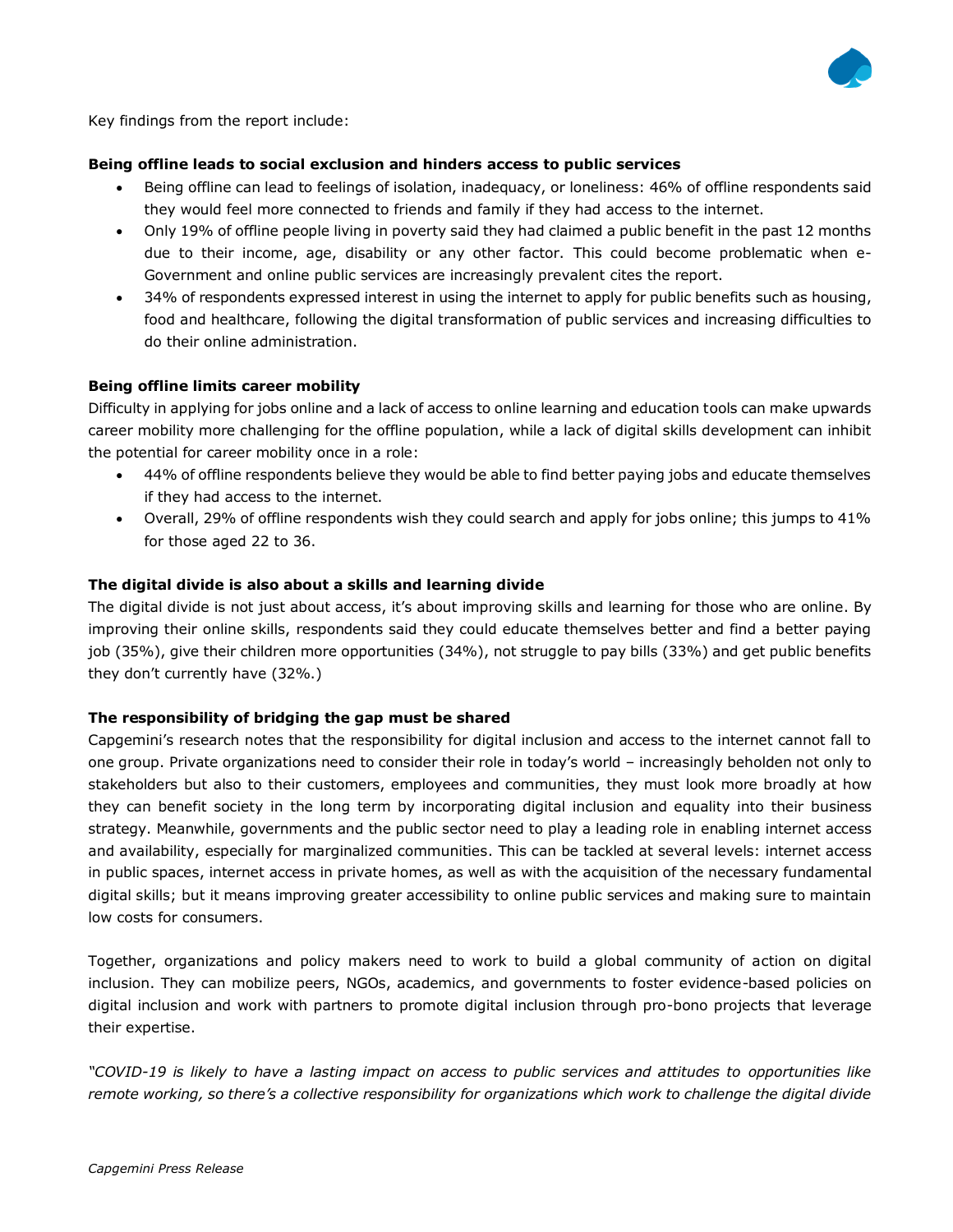Key findings from the report include:

**Being offline leads to social exclusion and hinders access to public services**

- Being offline can lead to feelings of isolation, inadequacy, or loneliness: 46% of offline respondents said they would feel more connected to friends and family if they had access to the internet.
- Only 19% of offline people living in poverty said they had claimed a public benefit in the past 12 months due to their income, age, disability or any other factor. This could become problematic when e-Government and online public services are increasingly prevalent cites the report.
- 34% of respondents expressed interest in using the internet to apply for public benefits such as housing, food and healthcare, following the digital transformation of public services and increasing difficulties to do their online administration.

**Being offline limits career mobility**

Difficulty in applying for jobs online and a lack of access to online learning and education tools can make upwards career mobility more challenging for the offline population, while a lack of digital skills development can inhibit the potential for career mobility once in a role:

- 44% of offline respondents believe they would be able to find better paying jobs and educate themselves if they had access to the internet.
- Overall, 29% of offline respondents wish they could search and apply for jobs online; this jumps to 41% for those aged 22 to 36.

**The digital divide is also about a skills and learning divide**

The digital divide is not just about access, it's about improving skills and learning for those who are online. By improving their online skills, respondents said they could educate themselves better and find a better paying job (35%), give their children more opportunities (34%), not struggle to pay bills (33%) and get public benefits they don't currently have (32%.)

**The responsibility of bridging the gap must be shared**

Capgemini's research notes that the responsibility for digital inclusion and access to the internet cannot fall to one group. Private organizations need to consider their role in today's world – increasingly beholden not only to stakeholders but also to their customers, employees and communities, they must look more broadly at how they can benefit society in the long term by incorporating digital inclusion and equality into their business strategy. Meanwhile, governments and the public sector need to play a leading role in enabling internet access and availability, especially for marginalized communities. This can be tackled at several levels: internet access in public spaces, internet access in private homes, as well as with the acquisition of the necessary fundamental digital skills; but it means improving greater accessibility to online public services and making sure to maintain low costs for consumers.

Together, organizations and policy makers need to work to build a global community of action on digital inclusion. They can mobilize peers, NGOs, academics, and governments to foster evidence-based policies on digital inclusion and work with partners to promote digital inclusion through pro-bono projects that leverage their expertise.

*"COVID-19 is likely to have a lasting impact on access to public services and attitudes to opportunities like remote working, so there's a collective responsibility for organizations which work to challenge the digital divide*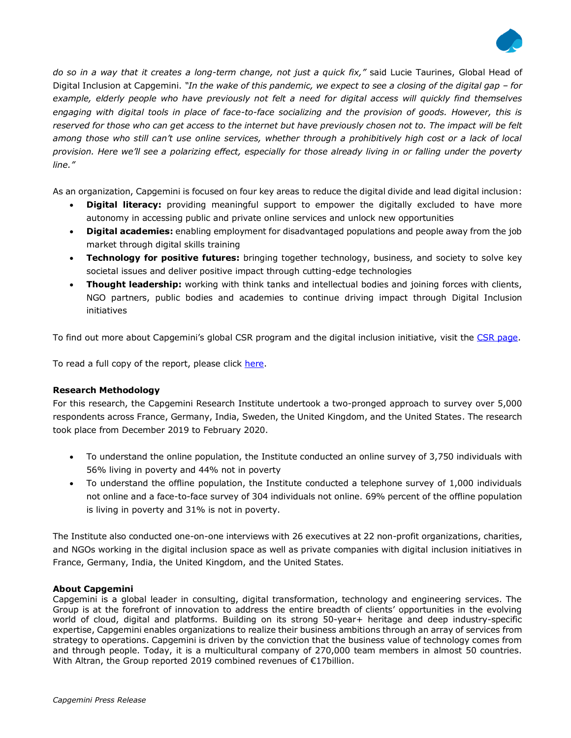*do so in a way that it creates a long-term change, not just a quick fix,"* said Lucie Taurines, Global Head of Digital Inclusion at Capgemini. *"In the wake of this pandemic, we expect to see a closing of the digital gap – for example, elderly people who have previously not felt a need for digital access will quickly find themselves engaging with digital tools in place of face-to-face socializing and the provision of goods. However, this is reserved for those who can get access to the internet but have previously chosen not to. The impact will be felt among those who still can't use online services, whether through a prohibitively high cost or a lack of local provision. Here we'll see a polarizing effect, especially for those already living in or falling under the poverty line."*

As an organization, Capgemini is focused on four key areas to reduce the digital divide and lead digital inclusion:

- **Digital literacy:** providing meaningful support to empower the digitally excluded to have more autonomy in accessing public and private online services and unlock new opportunities
- **Digital academies:** enabling employment for disadvantaged populations and people away from the job market through digital skills training
- **Technology for positive futures:** bringing together technology, business, and society to solve key societal issues and deliver positive impact through cutting-edge technologies
- **Thought leadership:** working with think tanks and intellectual bodies and joining forces with clients, NGO partners, public bodies and academies to continue driving impact through Digital Inclusion initiatives

To find out more about Capgemini's global CSR program and the digital inclusion initiative, visit the CSR page.

To read a full copy of the report, please click here.

**Research Methodology**

For this research, the Capgemini Research Institute undertook a two-pronged approach to survey over 5,000 respondents across France, Germany, India, Sweden, the United Kingdom, and the United States. The research took place from December 2019 to February 2020.

- To understand the online population, the Institute conducted an online survey of 3,750 individuals with 56% living in poverty and 44% not in poverty
- To understand the offline population, the Institute conducted a telephone survey of 1,000 individuals not online and a face-to-face survey of 304 individuals not online. 69% percent of the offline population is living in poverty and 31% is not in poverty.

The Institute also conducted one-on-one interviews with 26 executives at 22 non-profit organizations, charities, and NGOs working in the digital inclusion space as well as private companies with digital inclusion initiatives in France, Germany, India, the United Kingdom, and the United States.

**About Capgemini**

Capgemini is a global leader in consulting, digital transformation, technology and engineering services. The Group is at the forefront of innovation to address the entire breadth of clients' opportunities in the evolving world of cloud, digital and platforms. Building on its strong 50-year+ heritage and deep industry-specific expertise, Capgemini enables organizations to realize their business ambitions through an array of services from strategy to operations. Capgemini is driven by the conviction that the business value of technology comes from and through people. Today, it is a multicultural company of 270,000 team members in almost 50 countries. With Altran, the Group reported 2019 combined revenues of €17billion.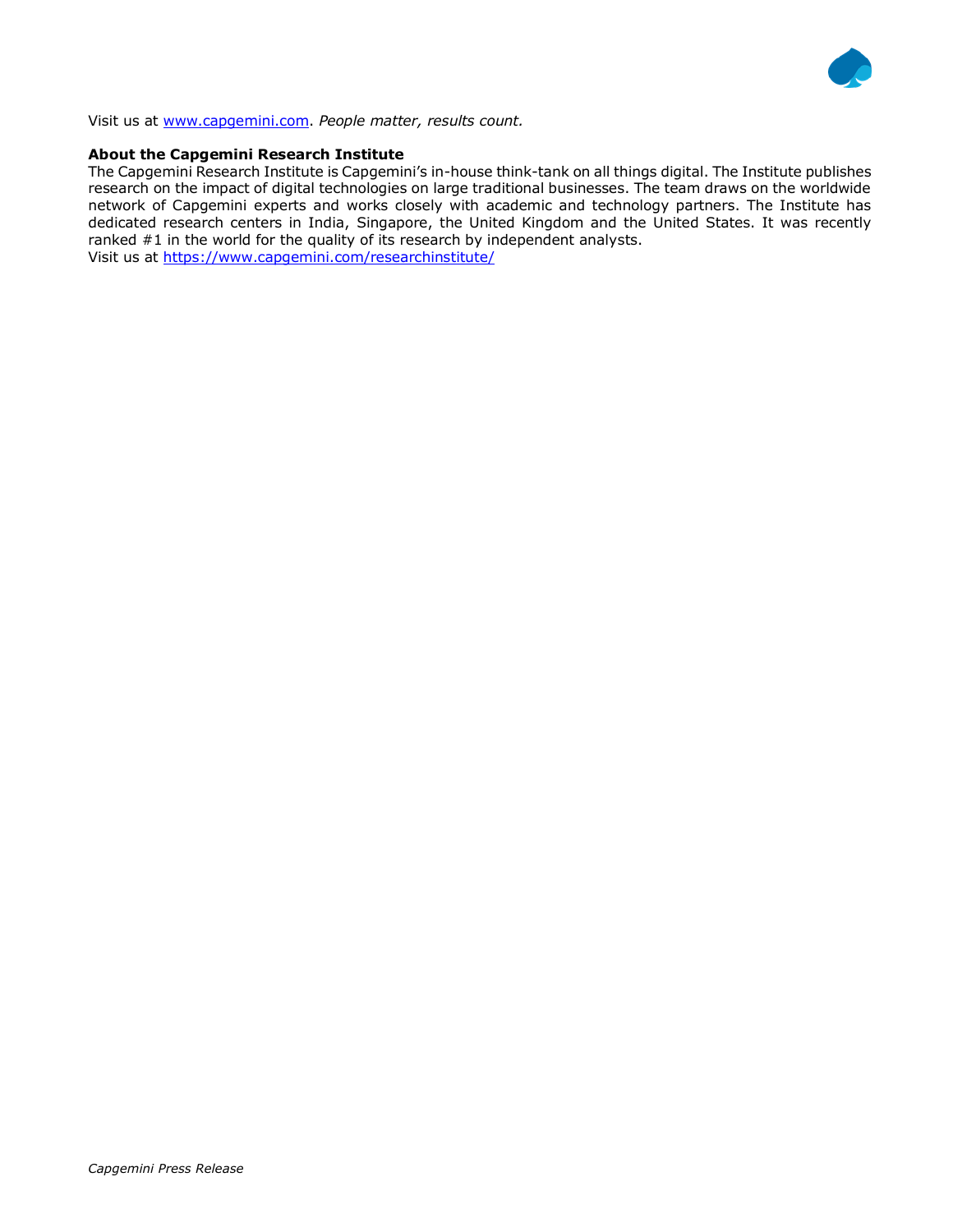Visit us at [www.capgemini.com](http://www.capgemini.com). *People matter, results count.*

**About the Capgemini Research Institute**

The Capgemini Research Institute is Capgemini's in-house think-tank on all things digital. The Institute publishes research on the impact of digital technologies on large traditional businesses. The team draws on the worldwide network of Capgemini experts and works closely with academic and technology partners. The Institute has dedicated research centers in India, Singapore, the United Kingdom and the United States. It was recently ranked #1 in the world for the quality of its research by independent analysts.
Visit us at [https://www.capgemini.com/researchinstitute/](https://www.capgemini.com/researchinstitute/)